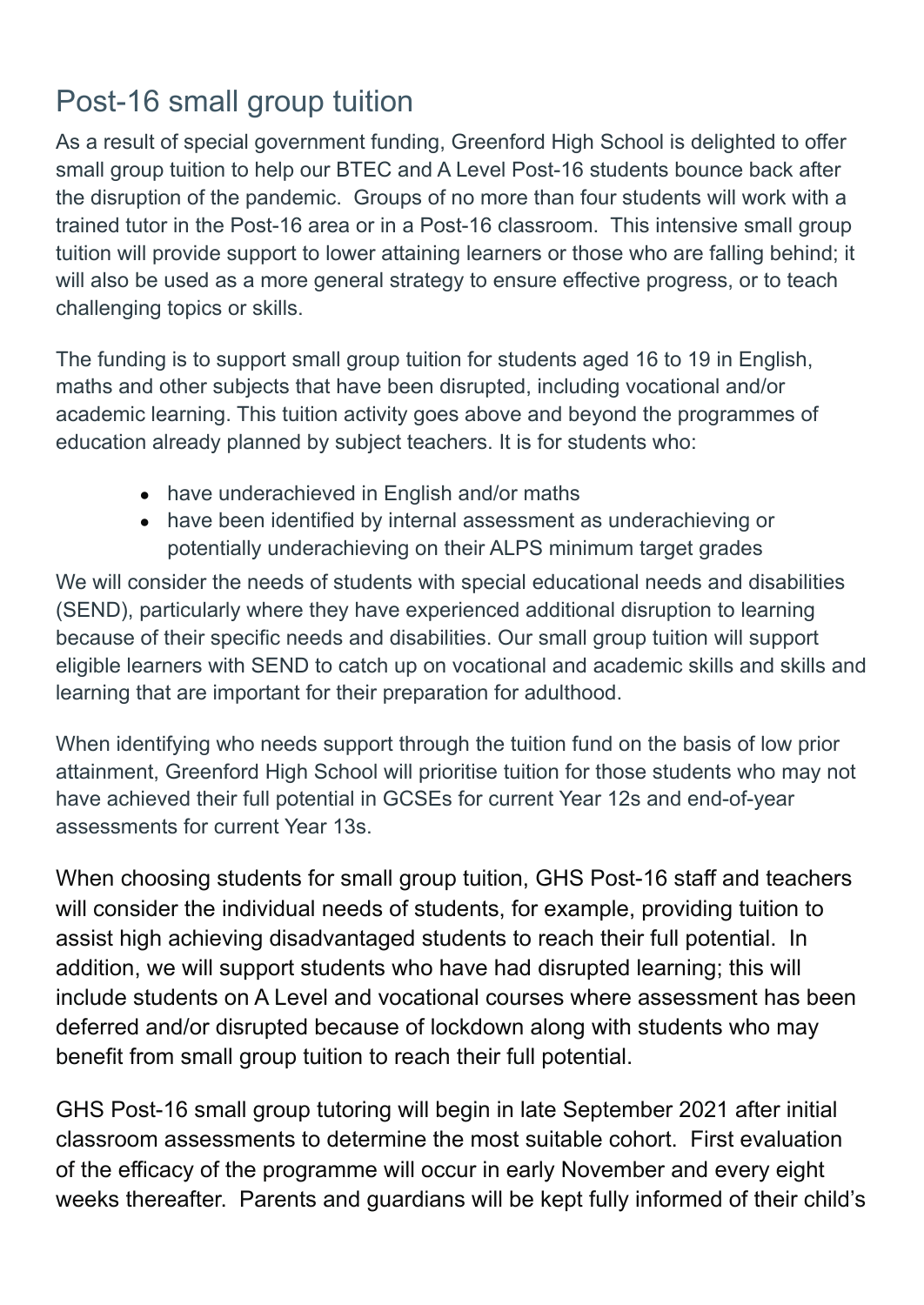# Post-16 small group tuition

As a result of special government funding, Greenford High School is delighted to offer small group tuition to help our BTEC and A Level Post-16 students bounce back after the disruption of the pandemic. Groups of no more than four students will work with a trained tutor in the Post-16 area or in a Post-16 classroom. This intensive small group tuition will provide support to lower attaining learners or those who are falling behind; it will also be used as a more general strategy to ensure effective progress, or to teach challenging topics or skills.

The funding is to support small group tuition for students aged 16 to 19 in English, maths and other subjects that have been disrupted, including vocational and/or academic learning. This tuition activity goes above and beyond the programmes of education already planned by subject teachers. It is for students who:

- have underachieved in English and/or maths
- have been identified by internal assessment as underachieving or potentially underachieving on their ALPS minimum target grades

We will consider the needs of students with special educational needs and disabilities (SEND), particularly where they have experienced additional disruption to learning because of their specific needs and disabilities. Our small group tuition will support eligible learners with SEND to catch up on vocational and academic skills and skills and learning that are important for their preparation for adulthood.

When identifying who needs support through the tuition fund on the basis of low prior attainment, Greenford High School will prioritise tuition for those students who may not have achieved their full potential in GCSEs for current Year 12s and end-of-year assessments for current Year 13s.

When choosing students for small group tuition, GHS Post-16 staff and teachers will consider the individual needs of students, for example, providing tuition to assist high achieving disadvantaged students to reach their full potential. In addition, we will support students who have had disrupted learning; this will include students on A Level and vocational courses where assessment has been deferred and/or disrupted because of lockdown along with students who may benefit from small group tuition to reach their full potential.

GHS Post-16 small group tutoring will begin in late September 2021 after initial classroom assessments to determine the most suitable cohort. First evaluation of the efficacy of the programme will occur in early November and every eight weeks thereafter. Parents and guardians will be kept fully informed of their child's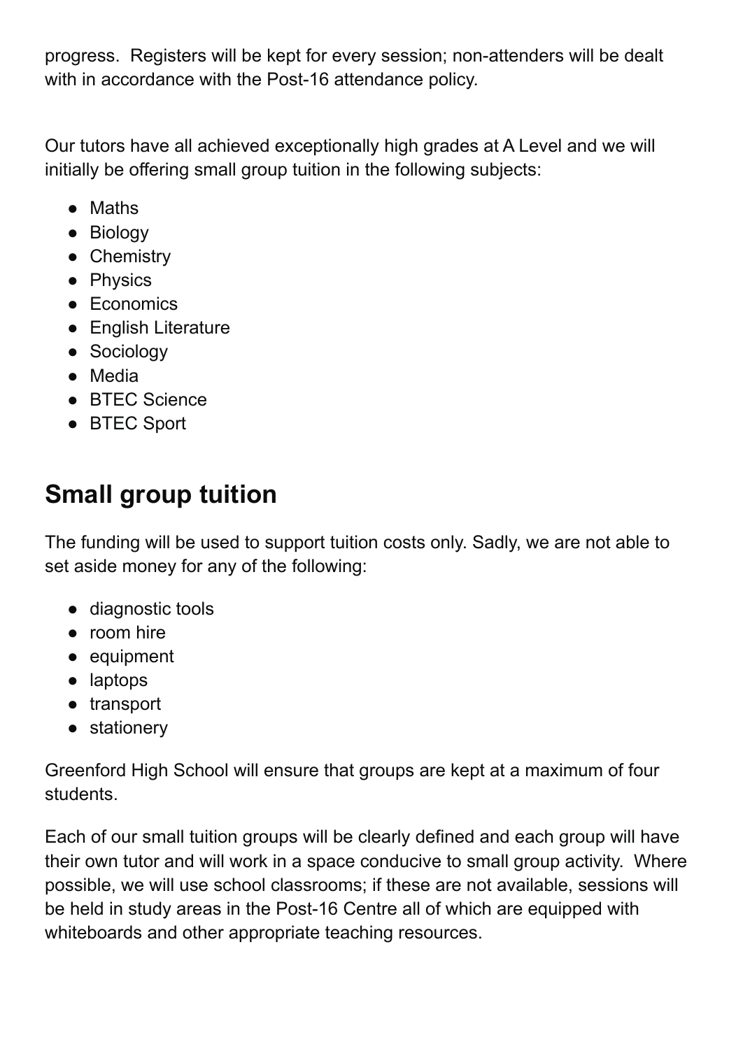progress.  Registers will be kept for every session; non-attenders will be dealt with in accordance with the Post-16 attendance policy.

Our tutors have all achieved exceptionally high grades at A Level and we will initially be offering small group tuition in the following subjects:

- Maths
- Biology
- Chemistry
- Physics
- Economics
- English Literature
- Sociology
- Media
- BTEC Science
- BTEC Sport

## Small group tuition

The funding will be used to support tuition costs only. Sadly, we are not able to set aside money for any of the following:

- diagnostic tools
- room hire
- equipment
- laptops
- transport
- stationery

Greenford High School will ensure that groups are kept at a maximum of four students.

Each of our small tuition groups will be clearly defined and each group will have their own tutor and will work in a space conducive to small group activity.  Where possible, we will use school classrooms; if these are not available, sessions will be held in study areas in the Post-16 Centre all of which are equipped with whiteboards and other appropriate teaching resources.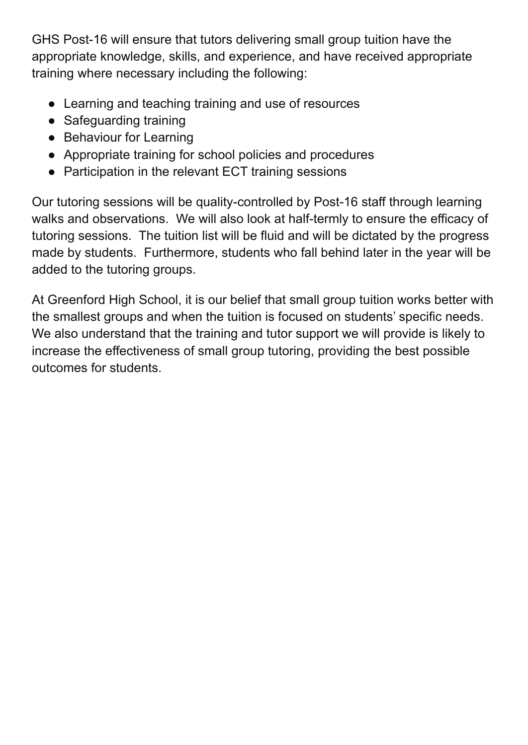GHS Post-16 will ensure that tutors delivering small group tuition have the appropriate knowledge, skills, and experience, and have received appropriate training where necessary including the following:

- Learning and teaching training and use of resources
- Safeguarding training
- Behaviour for Learning
- Appropriate training for school policies and procedures
- Participation in the relevant ECT training sessions

Our tutoring sessions will be quality-controlled by Post-16 staff through learning walks and observations. We will also look at half-termly to ensure the efficacy of tutoring sessions. The tuition list will be fluid and will be dictated by the progress made by students. Furthermore, students who fall behind later in the year will be added to the tutoring groups.

At Greenford High School, it is our belief that small group tuition works better with the smallest groups and when the tuition is focused on students' specific needs. We also understand that the training and tutor support we will provide is likely to increase the effectiveness of small group tutoring, providing the best possible outcomes for students.